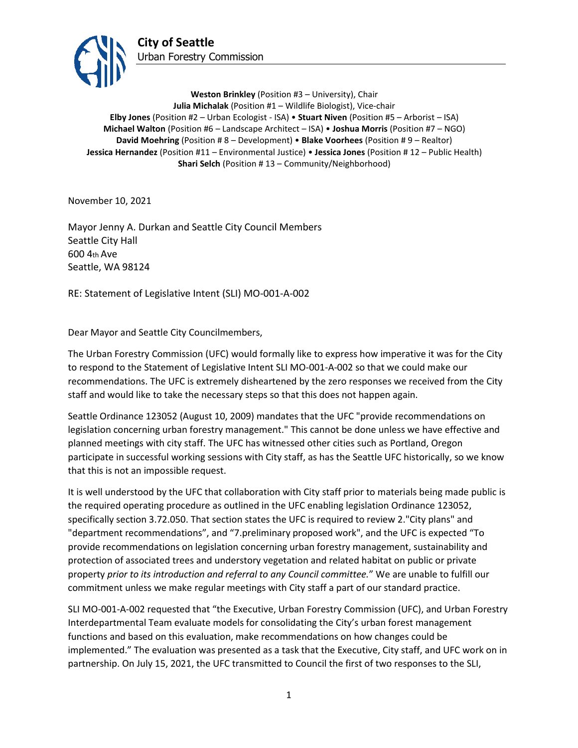**City of Seattle**
Urban Forestry Commission

**Weston Brinkley** (Position #3 – University), Chair
**Julia Michalak** (Position #1 – Wildlife Biologist), Vice-chair
**Elby Jones** (Position #2 – Urban Ecologist - ISA) • **Stuart Niven** (Position #5 – Arborist – ISA)
**Michael Walton** (Position #6 – Landscape Architect – ISA) • **Joshua Morris** (Position #7 – NGO)
**David Moehring** (Position # 8 – Development) • **Blake Voorhees** (Position # 9 – Realtor)
**Jessica Hernandez** (Position #11 – Environmental Justice) • **Jessica Jones** (Position # 12 – Public Health)
**Shari Selch** (Position # 13 – Community/Neighborhood)

November 10, 2021

Mayor Jenny A. Durkan and Seattle City Council Members
Seattle City Hall
600 4th Ave
Seattle, WA 98124

RE: Statement of Legislative Intent (SLI) MO-001-A-002

Dear Mayor and Seattle City Councilmembers,

The Urban Forestry Commission (UFC) would formally like to express how imperative it was for the City to respond to the Statement of Legislative Intent SLI MO-001-A-002 so that we could make our recommendations. The UFC is extremely disheartened by the zero responses we received from the City staff and would like to take the necessary steps so that this does not happen again.

Seattle Ordinance 123052 (August 10, 2009) mandates that the UFC "provide recommendations on legislation concerning urban forestry management." This cannot be done unless we have effective and planned meetings with city staff. The UFC has witnessed other cities such as Portland, Oregon participate in successful working sessions with City staff, as has the Seattle UFC historically, so we know that this is not an impossible request.

It is well understood by the UFC that collaboration with City staff prior to materials being made public is the required operating procedure as outlined in the UFC enabling legislation Ordinance 123052, specifically section 3.72.050. That section states the UFC is required to review 2."City plans" and "department recommendations", and "7.preliminary proposed work", and the UFC is expected "To provide recommendations on legislation concerning urban forestry management, sustainability and protection of associated trees and understory vegetation and related habitat on public or private property *prior to its introduction and referral to any Council committee.*" We are unable to fulfill our commitment unless we make regular meetings with City staff a part of our standard practice.

SLI MO-001-A-002 requested that "the Executive, Urban Forestry Commission (UFC), and Urban Forestry Interdepartmental Team evaluate models for consolidating the City's urban forest management functions and based on this evaluation, make recommendations on how changes could be implemented." The evaluation was presented as a task that the Executive, City staff, and UFC work on in partnership. On July 15, 2021, the UFC transmitted to Council the first of two responses to the SLI,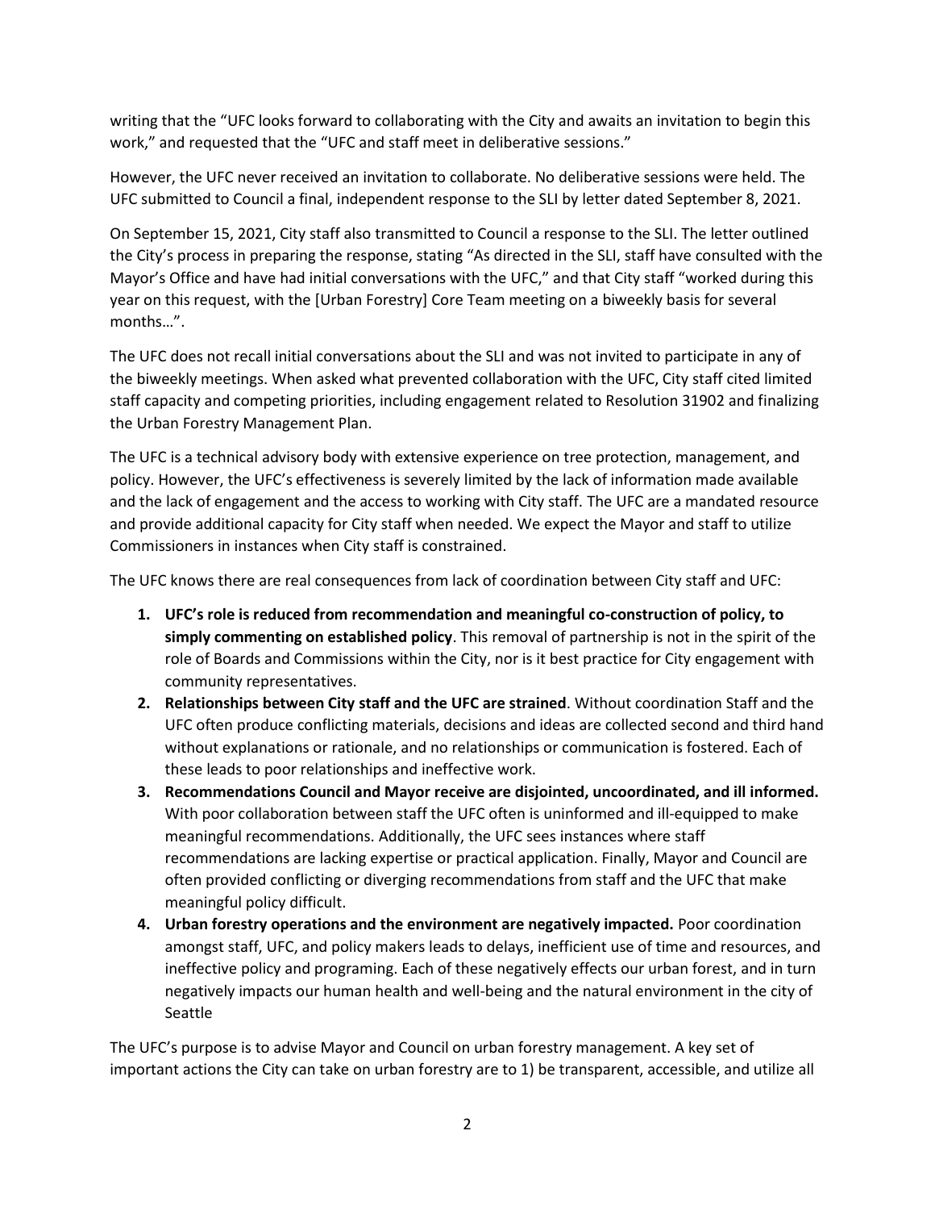writing that the "UFC looks forward to collaborating with the City and awaits an invitation to begin this work," and requested that the "UFC and staff meet in deliberative sessions."

However, the UFC never received an invitation to collaborate. No deliberative sessions were held. The UFC submitted to Council a final, independent response to the SLI by letter dated September 8, 2021.

On September 15, 2021, City staff also transmitted to Council a response to the SLI. The letter outlined the City's process in preparing the response, stating "As directed in the SLI, staff have consulted with the Mayor's Office and have had initial conversations with the UFC," and that City staff "worked during this year on this request, with the [Urban Forestry] Core Team meeting on a biweekly basis for several months…".

The UFC does not recall initial conversations about the SLI and was not invited to participate in any of the biweekly meetings. When asked what prevented collaboration with the UFC, City staff cited limited staff capacity and competing priorities, including engagement related to Resolution 31902 and finalizing the Urban Forestry Management Plan.

The UFC is a technical advisory body with extensive experience on tree protection, management, and policy. However, the UFC's effectiveness is severely limited by the lack of information made available and the lack of engagement and the access to working with City staff. The UFC are a mandated resource and provide additional capacity for City staff when needed. We expect the Mayor and staff to utilize Commissioners in instances when City staff is constrained.

The UFC knows there are real consequences from lack of coordination between City staff and UFC:

1. **UFC's role is reduced from recommendation and meaningful co-construction of policy, to simply commenting on established policy**. This removal of partnership is not in the spirit of the role of Boards and Commissions within the City, nor is it best practice for City engagement with community representatives.
2. **Relationships between City staff and the UFC are strained**. Without coordination Staff and the UFC often produce conflicting materials, decisions and ideas are collected second and third hand without explanations or rationale, and no relationships or communication is fostered. Each of these leads to poor relationships and ineffective work.
3. **Recommendations Council and Mayor receive are disjointed, uncoordinated, and ill informed.** With poor collaboration between staff the UFC often is uninformed and ill-equipped to make meaningful recommendations. Additionally, the UFC sees instances where staff recommendations are lacking expertise or practical application. Finally, Mayor and Council are often provided conflicting or diverging recommendations from staff and the UFC that make meaningful policy difficult.
4. **Urban forestry operations and the environment are negatively impacted.** Poor coordination amongst staff, UFC, and policy makers leads to delays, inefficient use of time and resources, and ineffective policy and programing. Each of these negatively effects our urban forest, and in turn negatively impacts our human health and well-being and the natural environment in the city of Seattle

The UFC's purpose is to advise Mayor and Council on urban forestry management. A key set of important actions the City can take on urban forestry are to 1) be transparent, accessible, and utilize all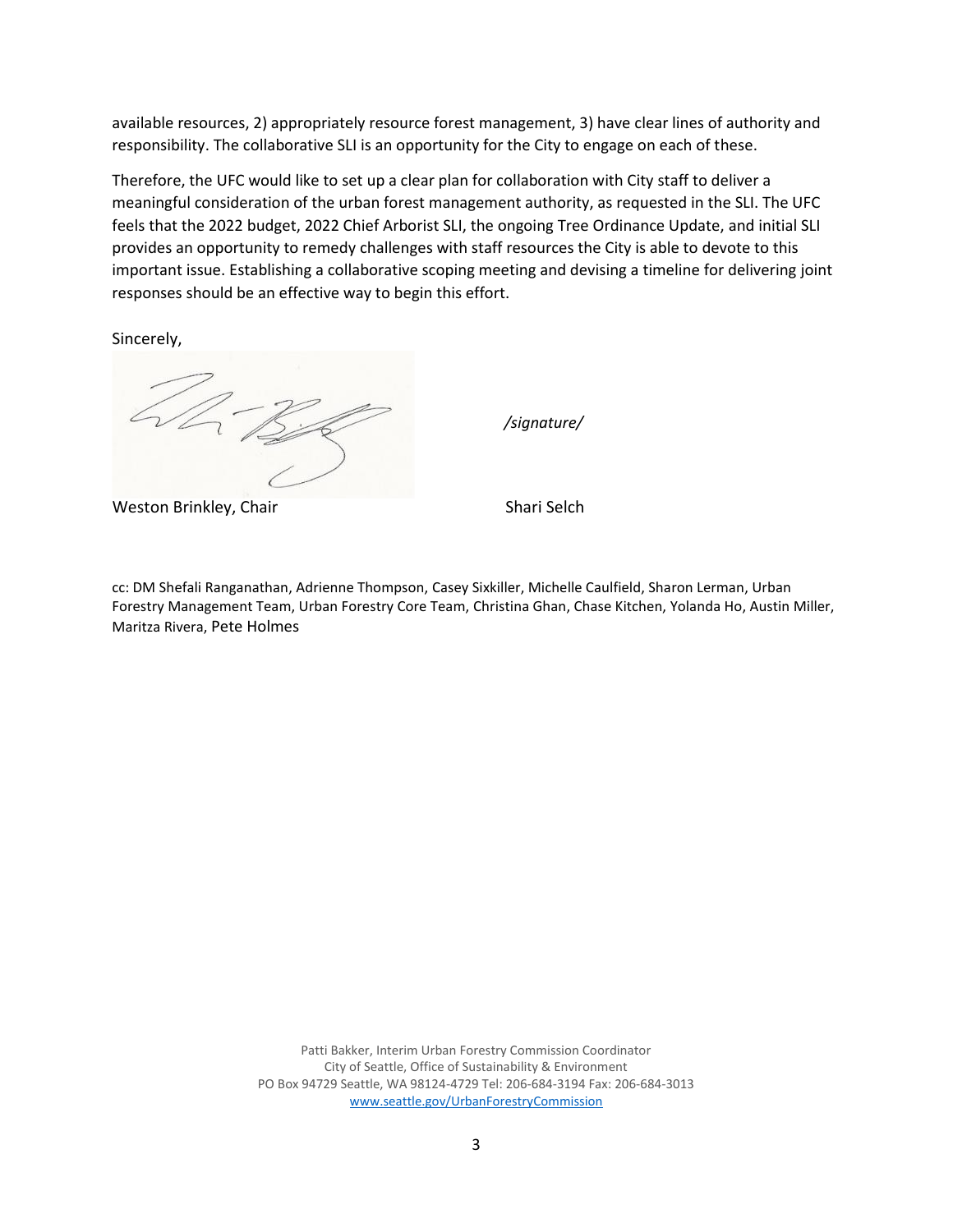available resources, 2) appropriately resource forest management, 3) have clear lines of authority and responsibility. The collaborative SLI is an opportunity for the City to engage on each of these.

Therefore, the UFC would like to set up a clear plan for collaboration with City staff to deliver a meaningful consideration of the urban forest management authority, as requested in the SLI. The UFC feels that the 2022 budget, 2022 Chief Arborist SLI, the ongoing Tree Ordinance Update, and initial SLI provides an opportunity to remedy challenges with staff resources the City is able to devote to this important issue. Establishing a collaborative scoping meeting and devising a timeline for delivering joint responses should be an effective way to begin this effort.

Sincerely,

*/signature/*

Weston Brinkley, Chair

Shari Selch

cc: DM Shefali Ranganathan, Adrienne Thompson, Casey Sixkiller, Michelle Caulfield, Sharon Lerman, Urban Forestry Management Team, Urban Forestry Core Team, Christina Ghan, Chase Kitchen, Yolanda Ho, Austin Miller, Maritza Rivera, Pete Holmes

Patti Bakker, Interim Urban Forestry Commission Coordinator
City of Seattle, Office of Sustainability & Environment
PO Box 94729 Seattle, WA 98124-4729 Tel: 206-684-3194 Fax: 206-684-3013
www.seattle.gov/UrbanForestryCommission